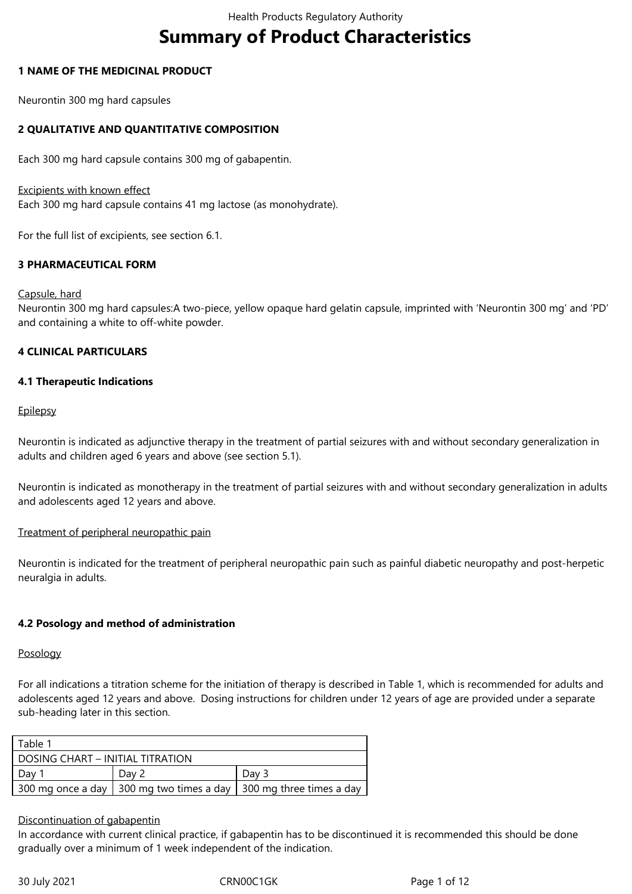# Summary of Product Characteristics

## 1 NAME OF THE MEDICINAL PRODUCT

Neurontin 300 mg hard capsules

## 2 QUALITATIVE AND QUANTITATIVE COMPOSITION

Each 300 mg hard capsule contains 300 mg of gabapentin.

Excipients with known effect
Each 300 mg hard capsule contains 41 mg lactose (as monohydrate).

For the full list of excipients, see section 6.1.

## 3 PHARMACEUTICAL FORM

Capsule, hard
Neurontin 300 mg hard capsules:A two-piece, yellow opaque hard gelatin capsule, imprinted with 'Neurontin 300 mg' and 'PD' and containing a white to off-white powder.

## 4 CLINICAL PARTICULARS

### 4.1 Therapeutic Indications

Epilepsy

Neurontin is indicated as adjunctive therapy in the treatment of partial seizures with and without secondary generalization in adults and children aged 6 years and above (see section 5.1).

Neurontin is indicated as monotherapy in the treatment of partial seizures with and without secondary generalization in adults and adolescents aged 12 years and above.

Treatment of peripheral neuropathic pain

Neurontin is indicated for the treatment of peripheral neuropathic pain such as painful diabetic neuropathy and post-herpetic neuralgia in adults.

### 4.2 Posology and method of administration

Posology

For all indications a titration scheme for the initiation of therapy is described in Table 1, which is recommended for adults and adolescents aged 12 years and above. Dosing instructions for children under 12 years of age are provided under a separate sub-heading later in this section.

| Table 1 | | |
|---|---|---|
| DOSING CHART – INITIAL TITRATION | | |
| Day 1 | Day 2 | Day 3 |
| 300 mg once a day | 300 mg two times a day | 300 mg three times a day |

Discontinuation of gabapentin
In accordance with current clinical practice, if gabapentin has to be discontinued it is recommended this should be done gradually over a minimum of 1 week independent of the indication.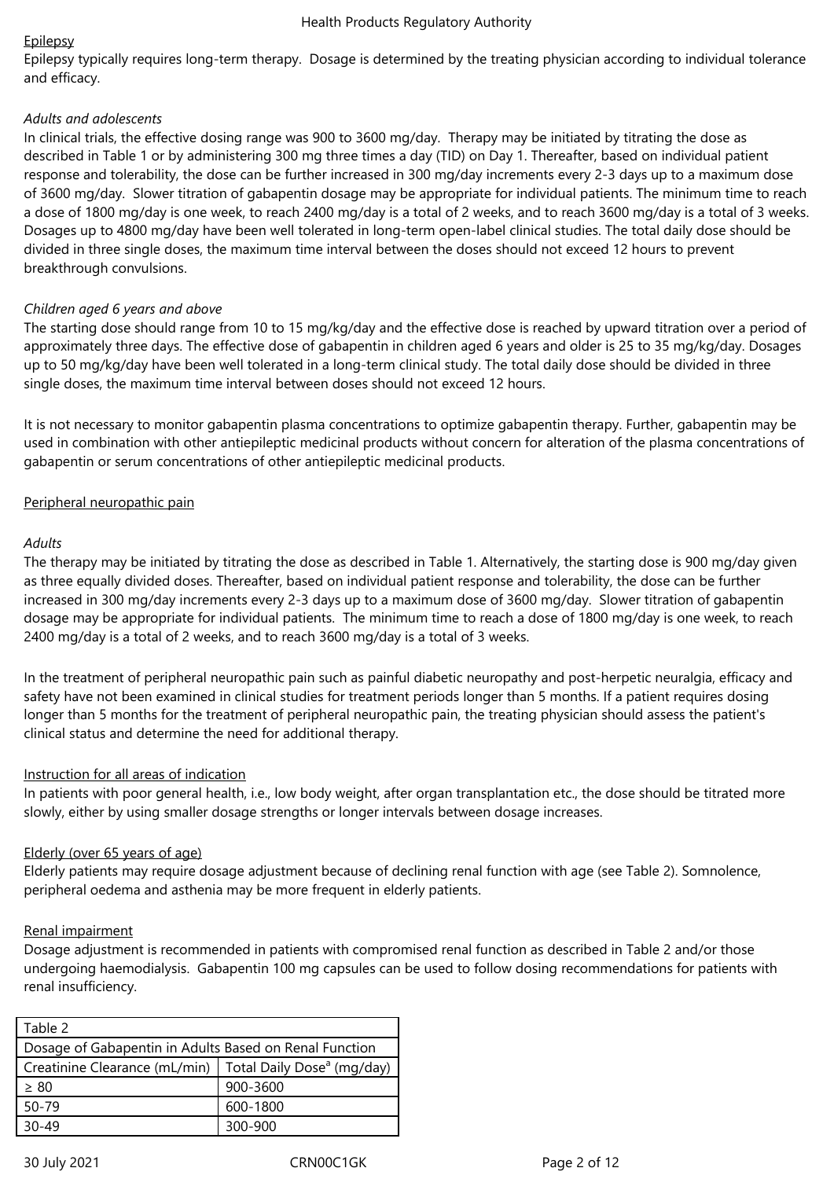Epilepsy

Epilepsy typically requires long-term therapy. Dosage is determined by the treating physician according to individual tolerance and efficacy.

*Adults and adolescents*

In clinical trials, the effective dosing range was 900 to 3600 mg/day. Therapy may be initiated by titrating the dose as described in Table 1 or by administering 300 mg three times a day (TID) on Day 1. Thereafter, based on individual patient response and tolerability, the dose can be further increased in 300 mg/day increments every 2-3 days up to a maximum dose of 3600 mg/day. Slower titration of gabapentin dosage may be appropriate for individual patients. The minimum time to reach a dose of 1800 mg/day is one week, to reach 2400 mg/day is a total of 2 weeks, and to reach 3600 mg/day is a total of 3 weeks. Dosages up to 4800 mg/day have been well tolerated in long-term open-label clinical studies. The total daily dose should be divided in three single doses, the maximum time interval between the doses should not exceed 12 hours to prevent breakthrough convulsions.

*Children aged 6 years and above*

The starting dose should range from 10 to 15 mg/kg/day and the effective dose is reached by upward titration over a period of approximately three days. The effective dose of gabapentin in children aged 6 years and older is 25 to 35 mg/kg/day. Dosages up to 50 mg/kg/day have been well tolerated in a long-term clinical study. The total daily dose should be divided in three single doses, the maximum time interval between doses should not exceed 12 hours.

It is not necessary to monitor gabapentin plasma concentrations to optimize gabapentin therapy. Further, gabapentin may be used in combination with other antiepileptic medicinal products without concern for alteration of the plasma concentrations of gabapentin or serum concentrations of other antiepileptic medicinal products.

Peripheral neuropathic pain

*Adults*

The therapy may be initiated by titrating the dose as described in Table 1. Alternatively, the starting dose is 900 mg/day given as three equally divided doses. Thereafter, based on individual patient response and tolerability, the dose can be further increased in 300 mg/day increments every 2-3 days up to a maximum dose of 3600 mg/day. Slower titration of gabapentin dosage may be appropriate for individual patients. The minimum time to reach a dose of 1800 mg/day is one week, to reach 2400 mg/day is a total of 2 weeks, and to reach 3600 mg/day is a total of 3 weeks.

In the treatment of peripheral neuropathic pain such as painful diabetic neuropathy and post-herpetic neuralgia, efficacy and safety have not been examined in clinical studies for treatment periods longer than 5 months. If a patient requires dosing longer than 5 months for the treatment of peripheral neuropathic pain, the treating physician should assess the patient's clinical status and determine the need for additional therapy.

Instruction for all areas of indication

In patients with poor general health, i.e., low body weight, after organ transplantation etc., the dose should be titrated more slowly, either by using smaller dosage strengths or longer intervals between dosage increases.

Elderly (over 65 years of age)

Elderly patients may require dosage adjustment because of declining renal function with age (see Table 2). Somnolence, peripheral oedema and asthenia may be more frequent in elderly patients.

Renal impairment

Dosage adjustment is recommended in patients with compromised renal function as described in Table 2 and/or those undergoing haemodialysis. Gabapentin 100 mg capsules can be used to follow dosing recommendations for patients with renal insufficiency.

| Table 2 | |
|---|---|
| Dosage of Gabapentin in Adults Based on Renal Function | |
| Creatinine Clearance (mL/min) | Total Daily Dose[a] (mg/day) |
| ≥ 80 | 900-3600 |
| 50-79 | 600-1800 |
| 30-49 | 300-900 |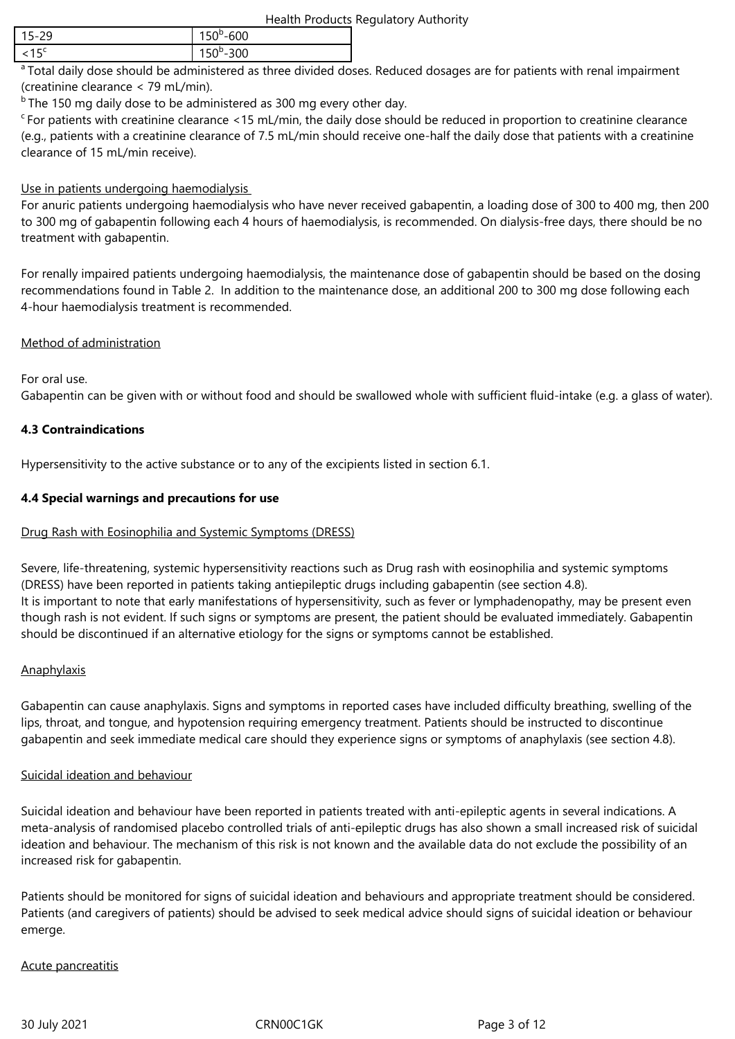| 15-29 | 150[b]-600 |
|---|---|
| <15[c] | 150[b]-300 |

[a] Total daily dose should be administered as three divided doses. Reduced dosages are for patients with renal impairment (creatinine clearance < 79 mL/min).

[b] The 150 mg daily dose to be administered as 300 mg every other day.

[c] For patients with creatinine clearance <15 mL/min, the daily dose should be reduced in proportion to creatinine clearance (e.g., patients with a creatinine clearance of 7.5 mL/min should receive one-half the daily dose that patients with a creatinine clearance of 15 mL/min receive).

Use in patients undergoing haemodialysis

For anuric patients undergoing haemodialysis who have never received gabapentin, a loading dose of 300 to 400 mg, then 200 to 300 mg of gabapentin following each 4 hours of haemodialysis, is recommended. On dialysis-free days, there should be no treatment with gabapentin.

For renally impaired patients undergoing haemodialysis, the maintenance dose of gabapentin should be based on the dosing recommendations found in Table 2. In addition to the maintenance dose, an additional 200 to 300 mg dose following each 4-hour haemodialysis treatment is recommended.

Method of administration

For oral use.
Gabapentin can be given with or without food and should be swallowed whole with sufficient fluid-intake (e.g. a glass of water).

**4.3 Contraindications**

Hypersensitivity to the active substance or to any of the excipients listed in section 6.1.

**4.4 Special warnings and precautions for use**

Drug Rash with Eosinophilia and Systemic Symptoms (DRESS)

Severe, life-threatening, systemic hypersensitivity reactions such as Drug rash with eosinophilia and systemic symptoms (DRESS) have been reported in patients taking antiepileptic drugs including gabapentin (see section 4.8).
It is important to note that early manifestations of hypersensitivity, such as fever or lymphadenopathy, may be present even though rash is not evident. If such signs or symptoms are present, the patient should be evaluated immediately. Gabapentin should be discontinued if an alternative etiology for the signs or symptoms cannot be established.

Anaphylaxis

Gabapentin can cause anaphylaxis. Signs and symptoms in reported cases have included difficulty breathing, swelling of the lips, throat, and tongue, and hypotension requiring emergency treatment. Patients should be instructed to discontinue gabapentin and seek immediate medical care should they experience signs or symptoms of anaphylaxis (see section 4.8).

Suicidal ideation and behaviour

Suicidal ideation and behaviour have been reported in patients treated with anti-epileptic agents in several indications. A meta-analysis of randomised placebo controlled trials of anti-epileptic drugs has also shown a small increased risk of suicidal ideation and behaviour. The mechanism of this risk is not known and the available data do not exclude the possibility of an increased risk for gabapentin.

Patients should be monitored for signs of suicidal ideation and behaviours and appropriate treatment should be considered. Patients (and caregivers of patients) should be advised to seek medical advice should signs of suicidal ideation or behaviour emerge.

Acute pancreatitis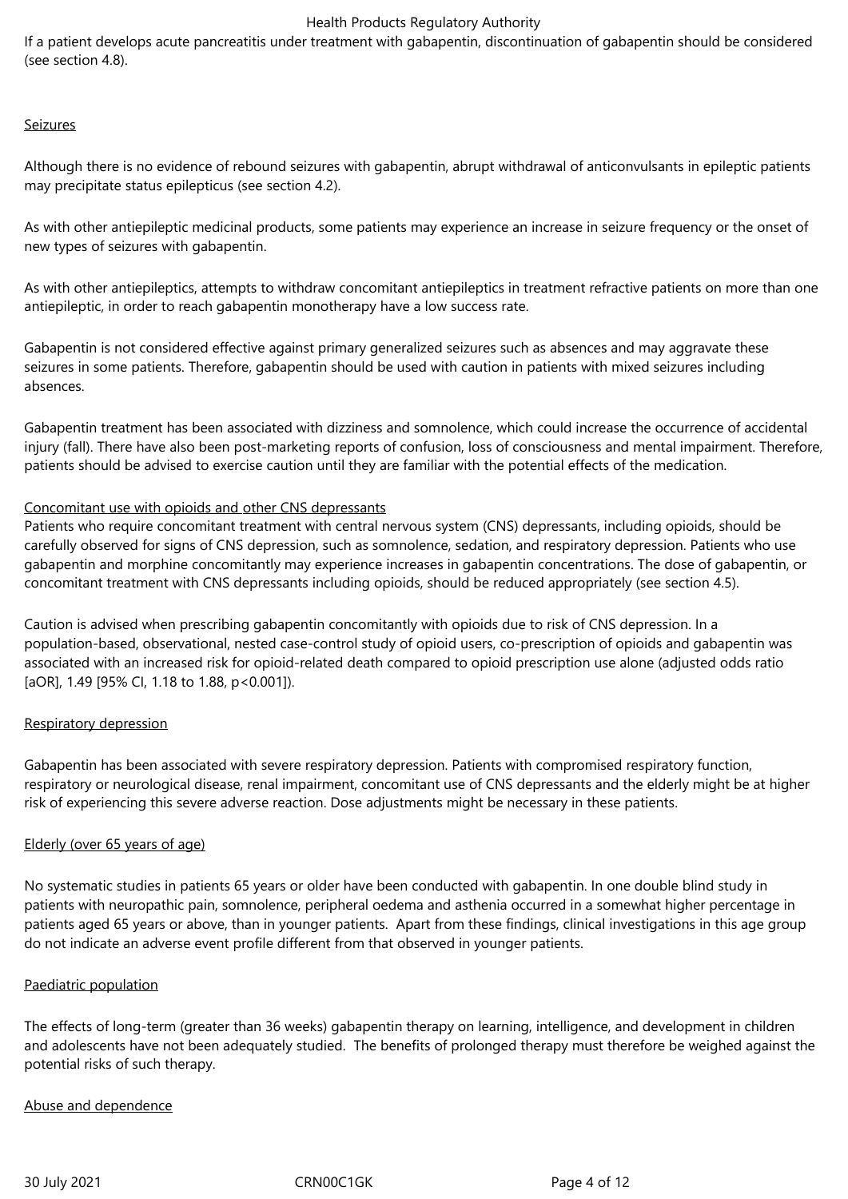If a patient develops acute pancreatitis under treatment with gabapentin, discontinuation of gabapentin should be considered (see section 4.8).

## Seizures

Although there is no evidence of rebound seizures with gabapentin, abrupt withdrawal of anticonvulsants in epileptic patients may precipitate status epilepticus (see section 4.2).

As with other antiepileptic medicinal products, some patients may experience an increase in seizure frequency or the onset of new types of seizures with gabapentin.

As with other antiepileptics, attempts to withdraw concomitant antiepileptics in treatment refractive patients on more than one antiepileptic, in order to reach gabapentin monotherapy have a low success rate.

Gabapentin is not considered effective against primary generalized seizures such as absences and may aggravate these seizures in some patients. Therefore, gabapentin should be used with caution in patients with mixed seizures including absences.

Gabapentin treatment has been associated with dizziness and somnolence, which could increase the occurrence of accidental injury (fall). There have also been post-marketing reports of confusion, loss of consciousness and mental impairment. Therefore, patients should be advised to exercise caution until they are familiar with the potential effects of the medication.

## Concomitant use with opioids and other CNS depressants

Patients who require concomitant treatment with central nervous system (CNS) depressants, including opioids, should be carefully observed for signs of CNS depression, such as somnolence, sedation, and respiratory depression. Patients who use gabapentin and morphine concomitantly may experience increases in gabapentin concentrations. The dose of gabapentin, or concomitant treatment with CNS depressants including opioids, should be reduced appropriately (see section 4.5).

Caution is advised when prescribing gabapentin concomitantly with opioids due to risk of CNS depression. In a population-based, observational, nested case-control study of opioid users, co-prescription of opioids and gabapentin was associated with an increased risk for opioid-related death compared to opioid prescription use alone (adjusted odds ratio [aOR], 1.49 [95% CI, 1.18 to 1.88, $p<0.001$]).

## Respiratory depression

Gabapentin has been associated with severe respiratory depression. Patients with compromised respiratory function, respiratory or neurological disease, renal impairment, concomitant use of CNS depressants and the elderly might be at higher risk of experiencing this severe adverse reaction. Dose adjustments might be necessary in these patients.

## Elderly (over 65 years of age)

No systematic studies in patients 65 years or older have been conducted with gabapentin. In one double blind study in patients with neuropathic pain, somnolence, peripheral oedema and asthenia occurred in a somewhat higher percentage in patients aged 65 years or above, than in younger patients. Apart from these findings, clinical investigations in this age group do not indicate an adverse event profile different from that observed in younger patients.

## Paediatric population

The effects of long-term (greater than 36 weeks) gabapentin therapy on learning, intelligence, and development in children and adolescents have not been adequately studied. The benefits of prolonged therapy must therefore be weighed against the potential risks of such therapy.

## Abuse and dependence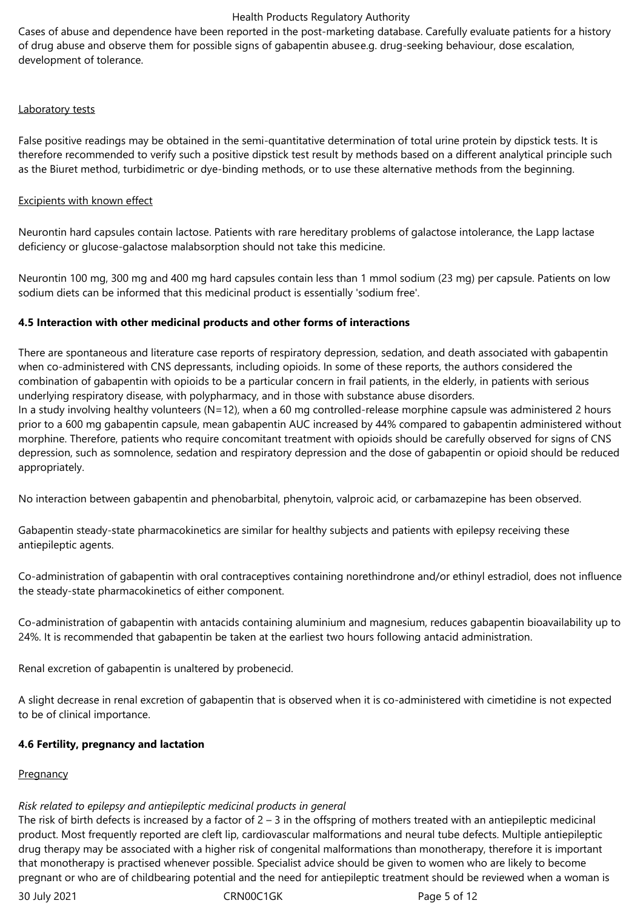Cases of abuse and dependence have been reported in the post-marketing database. Carefully evaluate patients for a history of drug abuse and observe them for possible signs of gabapentin abusee.g. drug-seeking behaviour, dose escalation, development of tolerance.

Laboratory tests

False positive readings may be obtained in the semi-quantitative determination of total urine protein by dipstick tests. It is therefore recommended to verify such a positive dipstick test result by methods based on a different analytical principle such as the Biuret method, turbidimetric or dye-binding methods, or to use these alternative methods from the beginning.

Excipients with known effect

Neurontin hard capsules contain lactose. Patients with rare hereditary problems of galactose intolerance, the Lapp lactase deficiency or glucose-galactose malabsorption should not take this medicine.

Neurontin 100 mg, 300 mg and 400 mg hard capsules contain less than 1 mmol sodium (23 mg) per capsule. Patients on low sodium diets can be informed that this medicinal product is essentially 'sodium free'.

**4.5 Interaction with other medicinal products and other forms of interactions**

There are spontaneous and literature case reports of respiratory depression, sedation, and death associated with gabapentin when co-administered with CNS depressants, including opioids. In some of these reports, the authors considered the combination of gabapentin with opioids to be a particular concern in frail patients, in the elderly, in patients with serious underlying respiratory disease, with polypharmacy, and in those with substance abuse disorders.
In a study involving healthy volunteers (N=12), when a 60 mg controlled-release morphine capsule was administered 2 hours prior to a 600 mg gabapentin capsule, mean gabapentin AUC increased by 44% compared to gabapentin administered without morphine. Therefore, patients who require concomitant treatment with opioids should be carefully observed for signs of CNS depression, such as somnolence, sedation and respiratory depression and the dose of gabapentin or opioid should be reduced appropriately.

No interaction between gabapentin and phenobarbital, phenytoin, valproic acid, or carbamazepine has been observed.

Gabapentin steady-state pharmacokinetics are similar for healthy subjects and patients with epilepsy receiving these antiepileptic agents.

Co-administration of gabapentin with oral contraceptives containing norethindrone and/or ethinyl estradiol, does not influence the steady-state pharmacokinetics of either component.

Co-administration of gabapentin with antacids containing aluminium and magnesium, reduces gabapentin bioavailability up to 24%. It is recommended that gabapentin be taken at the earliest two hours following antacid administration.

Renal excretion of gabapentin is unaltered by probenecid.

A slight decrease in renal excretion of gabapentin that is observed when it is co-administered with cimetidine is not expected to be of clinical importance.

**4.6 Fertility, pregnancy and lactation**

Pregnancy

*Risk related to epilepsy and antiepileptic medicinal products in general*
The risk of birth defects is increased by a factor of 2 – 3 in the offspring of mothers treated with an antiepileptic medicinal product. Most frequently reported are cleft lip, cardiovascular malformations and neural tube defects. Multiple antiepileptic drug therapy may be associated with a higher risk of congenital malformations than monotherapy, therefore it is important that monotherapy is practised whenever possible. Specialist advice should be given to women who are likely to become pregnant or who are of childbearing potential and the need for antiepileptic treatment should be reviewed when a woman is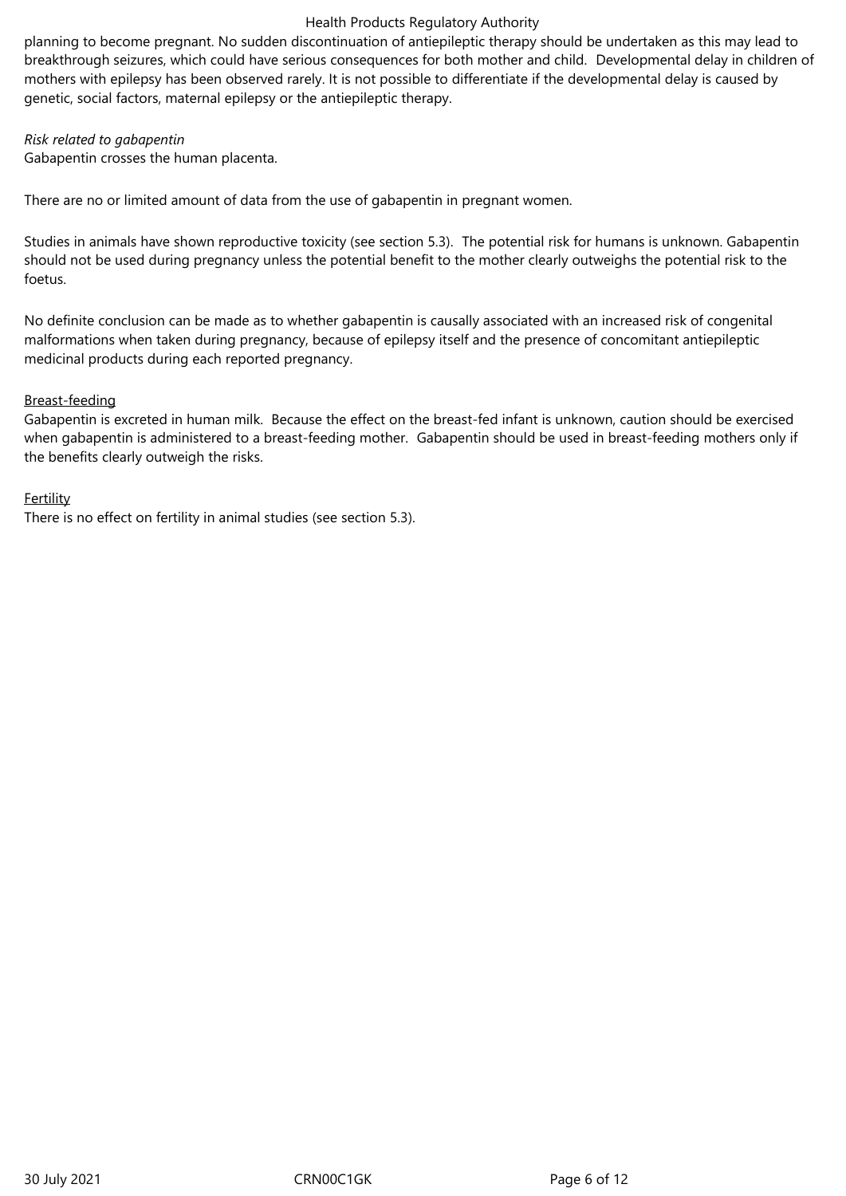planning to become pregnant. No sudden discontinuation of antiepileptic therapy should be undertaken as this may lead to breakthrough seizures, which could have serious consequences for both mother and child. Developmental delay in children of mothers with epilepsy has been observed rarely. It is not possible to differentiate if the developmental delay is caused by genetic, social factors, maternal epilepsy or the antiepileptic therapy.

*Risk related to gabapentin*

Gabapentin crosses the human placenta.

There are no or limited amount of data from the use of gabapentin in pregnant women.

Studies in animals have shown reproductive toxicity (see section 5.3). The potential risk for humans is unknown. Gabapentin should not be used during pregnancy unless the potential benefit to the mother clearly outweighs the potential risk to the foetus.

No definite conclusion can be made as to whether gabapentin is causally associated with an increased risk of congenital malformations when taken during pregnancy, because of epilepsy itself and the presence of concomitant antiepileptic medicinal products during each reported pregnancy.

Breast-feeding

Gabapentin is excreted in human milk. Because the effect on the breast-fed infant is unknown, caution should be exercised when gabapentin is administered to a breast-feeding mother. Gabapentin should be used in breast-feeding mothers only if the benefits clearly outweigh the risks.

Fertility

There is no effect on fertility in animal studies (see section 5.3).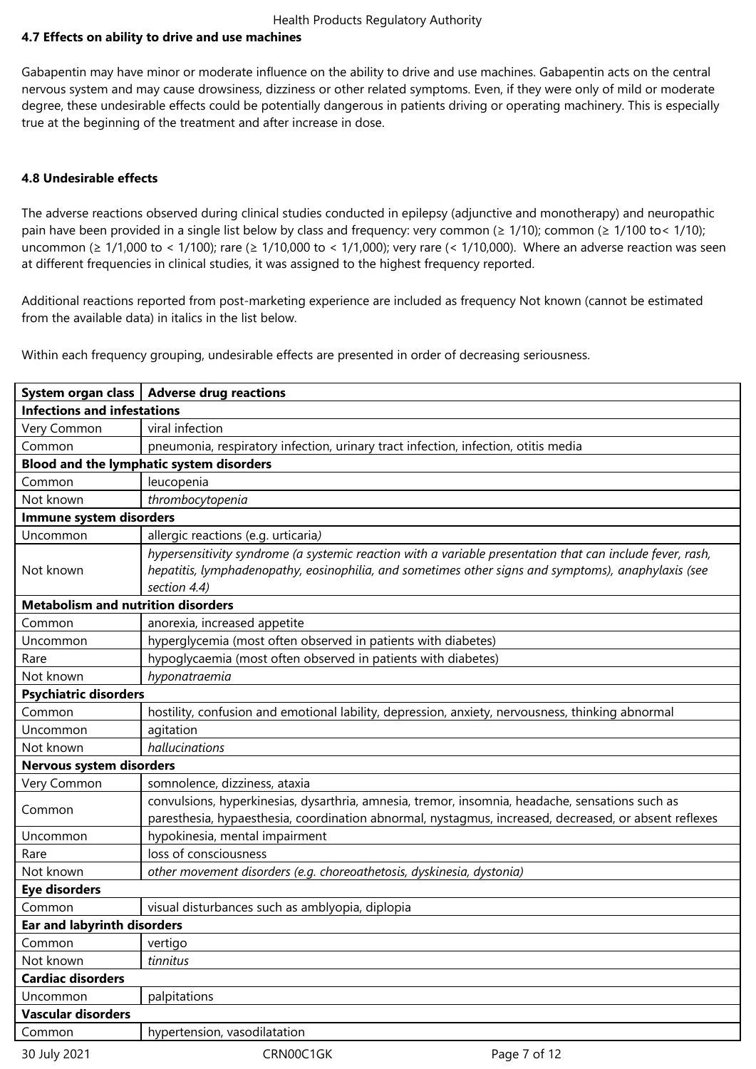### 4.7 Effects on ability to drive and use machines

Gabapentin may have minor or moderate influence on the ability to drive and use machines. Gabapentin acts on the central nervous system and may cause drowsiness, dizziness or other related symptoms. Even, if they were only of mild or moderate degree, these undesirable effects could be potentially dangerous in patients driving or operating machinery. This is especially true at the beginning of the treatment and after increase in dose.

### 4.8 Undesirable effects

The adverse reactions observed during clinical studies conducted in epilepsy (adjunctive and monotherapy) and neuropathic pain have been provided in a single list below by class and frequency: very common (≥ 1/10); common (≥ 1/100 to< 1/10); uncommon (≥ 1/1,000 to < 1/100); rare (≥ 1/10,000 to < 1/1,000); very rare (< 1/10,000). Where an adverse reaction was seen at different frequencies in clinical studies, it was assigned to the highest frequency reported.

Additional reactions reported from post-marketing experience are included as frequency Not known (cannot be estimated from the available data) in italics in the list below.

Within each frequency grouping, undesirable effects are presented in order of decreasing seriousness.

| System organ class | Adverse drug reactions |
|---|---|
| **Infections and infestations** | |
| Very Common | viral infection |
| Common | pneumonia, respiratory infection, urinary tract infection, infection, otitis media |
| **Blood and the lymphatic system disorders** | |
| Common | leucopenia |
| Not known | *thrombocytopenia* |
| **Immune system disorders** | |
| Uncommon | allergic reactions (e.g. urticaria) |
| Not known | *hypersensitivity syndrome (a systemic reaction with a variable presentation that can include fever, rash, hepatitis, lymphadenopathy, eosinophilia, and sometimes other signs and symptoms), anaphylaxis (see section 4.4)* |
| **Metabolism and nutrition disorders** | |
| Common | anorexia, increased appetite |
| Uncommon | hyperglycemia (most often observed in patients with diabetes) |
| Rare | hypoglycaemia (most often observed in patients with diabetes) |
| Not known | *hyponatraemia* |
| **Psychiatric disorders** | |
| Common | hostility, confusion and emotional lability, depression, anxiety, nervousness, thinking abnormal |
| Uncommon | agitation |
| Not known | *hallucinations* |
| **Nervous system disorders** | |
| Very Common | somnolence, dizziness, ataxia |
| Common | convulsions, hyperkinesias, dysarthria, amnesia, tremor, insomnia, headache, sensations such as paresthesia, hypaesthesia, coordination abnormal, nystagmus, increased, decreased, or absent reflexes |
| Uncommon | hypokinesia, mental impairment |
| Rare | loss of consciousness |
| Not known | *other movement disorders (e.g. choreoathetosis, dyskinesia, dystonia)* |
| **Eye disorders** | |
| Common | visual disturbances such as amblyopia, diplopia |
| **Ear and labyrinth disorders** | |
| Common | vertigo |
| Not known | *tinnitus* |
| **Cardiac disorders** | |
| Uncommon | palpitations |
| **Vascular disorders** | |
| Common | hypertension, vasodilatation |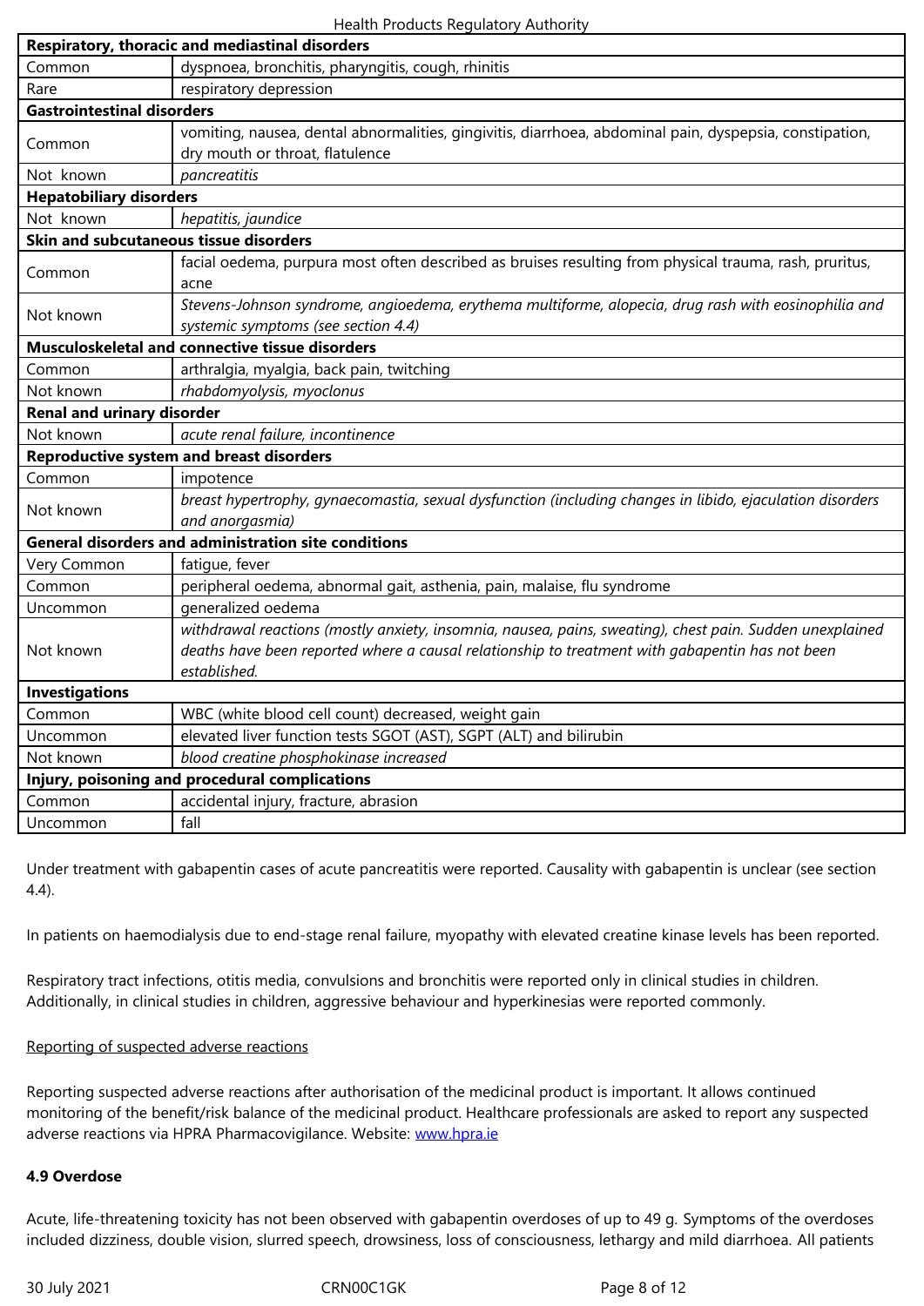| **Respiratory, thoracic and mediastinal disorders** | |
|---|---|
| Common | dyspnoea, bronchitis, pharyngitis, cough, rhinitis |
| Rare | respiratory depression |
| **Gastrointestinal disorders** | |
| Common | vomiting, nausea, dental abnormalities, gingivitis, diarrhoea, abdominal pain, dyspepsia, constipation, dry mouth or throat, flatulence |
| Not known | *pancreatitis* |
| **Hepatobiliary disorders** | |
| Not known | *hepatitis, jaundice* |
| **Skin and subcutaneous tissue disorders** | |
| Common | facial oedema, purpura most often described as bruises resulting from physical trauma, rash, pruritus, acne |
| Not known | *Stevens-Johnson syndrome, angioedema, erythema multiforme, alopecia, drug rash with eosinophilia and systemic symptoms (see section 4.4)* |
| **Musculoskeletal and connective tissue disorders** | |
| Common | arthralgia, myalgia, back pain, twitching |
| Not known | *rhabdomyolysis, myoclonus* |
| **Renal and urinary disorder** | |
| Not known | *acute renal failure, incontinence* |
| **Reproductive system and breast disorders** | |
| Common | impotence |
| Not known | *breast hypertrophy, gynaecomastia, sexual dysfunction (including changes in libido, ejaculation disorders and anorgasmia)* |
| **General disorders and administration site conditions** | |
| Very Common | fatigue, fever |
| Common | peripheral oedema, abnormal gait, asthenia, pain, malaise, flu syndrome |
| Uncommon | generalized oedema |
| Not known | *withdrawal reactions (mostly anxiety, insomnia, nausea, pains, sweating), chest pain. Sudden unexplained deaths have been reported where a causal relationship to treatment with gabapentin has not been established.* |
| **Investigations** | |
| Common | WBC (white blood cell count) decreased, weight gain |
| Uncommon | elevated liver function tests SGOT (AST), SGPT (ALT) and bilirubin |
| Not known | *blood creatine phosphokinase increased* |
| **Injury, poisoning and procedural complications** | |
| Common | accidental injury, fracture, abrasion |
| Uncommon | fall |

Under treatment with gabapentin cases of acute pancreatitis were reported. Causality with gabapentin is unclear (see section 4.4).

In patients on haemodialysis due to end-stage renal failure, myopathy with elevated creatine kinase levels has been reported.

Respiratory tract infections, otitis media, convulsions and bronchitis were reported only in clinical studies in children. Additionally, in clinical studies in children, aggressive behaviour and hyperkinesias were reported commonly.

Reporting of suspected adverse reactions

Reporting suspected adverse reactions after authorisation of the medicinal product is important. It allows continued monitoring of the benefit/risk balance of the medicinal product. Healthcare professionals are asked to report any suspected adverse reactions via HPRA Pharmacovigilance. Website: www.hpra.ie

**4.9 Overdose**

Acute, life-threatening toxicity has not been observed with gabapentin overdoses of up to 49 g. Symptoms of the overdoses included dizziness, double vision, slurred speech, drowsiness, loss of consciousness, lethargy and mild diarrhoea. All patients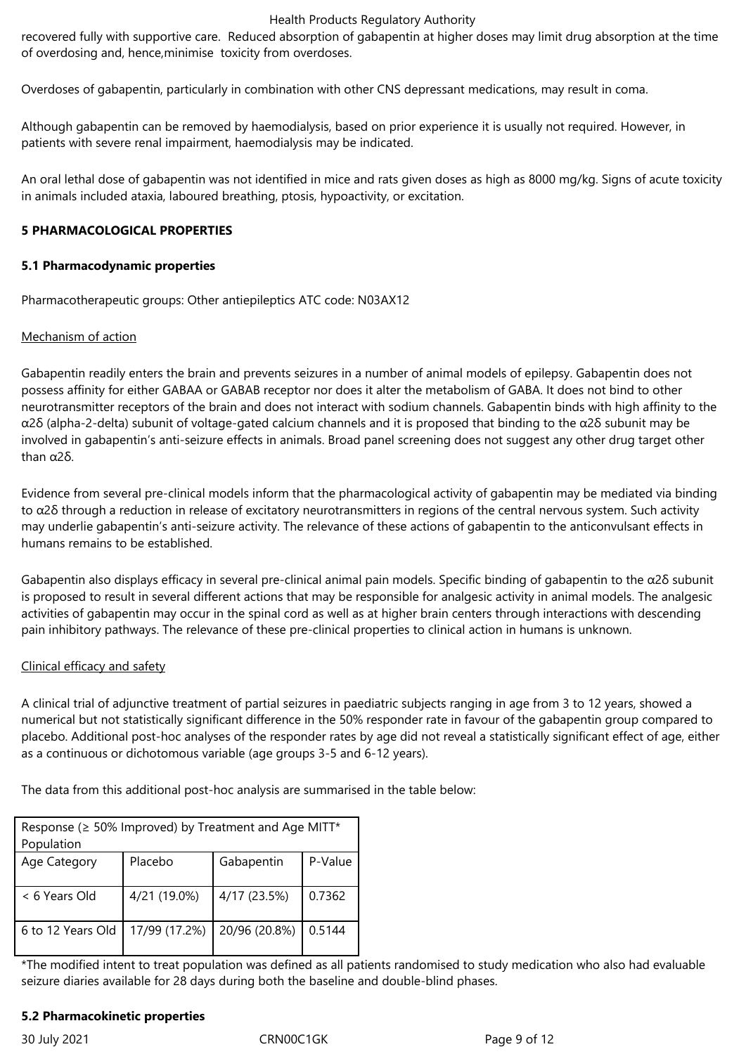recovered fully with supportive care. Reduced absorption of gabapentin at higher doses may limit drug absorption at the time of overdosing and, hence,minimise toxicity from overdoses.

Overdoses of gabapentin, particularly in combination with other CNS depressant medications, may result in coma.

Although gabapentin can be removed by haemodialysis, based on prior experience it is usually not required. However, in patients with severe renal impairment, haemodialysis may be indicated.

An oral lethal dose of gabapentin was not identified in mice and rats given doses as high as 8000 mg/kg. Signs of acute toxicity in animals included ataxia, laboured breathing, ptosis, hypoactivity, or excitation.

## 5 PHARMACOLOGICAL PROPERTIES

### 5.1 Pharmacodynamic properties

Pharmacotherapeutic groups: Other antiepileptics ATC code: N03AX12

Mechanism of action

Gabapentin readily enters the brain and prevents seizures in a number of animal models of epilepsy. Gabapentin does not possess affinity for either GABAA or GABAB receptor nor does it alter the metabolism of GABA. It does not bind to other neurotransmitter receptors of the brain and does not interact with sodium channels. Gabapentin binds with high affinity to the α2δ (alpha-2-delta) subunit of voltage-gated calcium channels and it is proposed that binding to the α2δ subunit may be involved in gabapentin's anti-seizure effects in animals. Broad panel screening does not suggest any other drug target other than α2δ.

Evidence from several pre-clinical models inform that the pharmacological activity of gabapentin may be mediated via binding to α2δ through a reduction in release of excitatory neurotransmitters in regions of the central nervous system. Such activity may underlie gabapentin's anti-seizure activity. The relevance of these actions of gabapentin to the anticonvulsant effects in humans remains to be established.

Gabapentin also displays efficacy in several pre-clinical animal pain models. Specific binding of gabapentin to the α2δ subunit is proposed to result in several different actions that may be responsible for analgesic activity in animal models. The analgesic activities of gabapentin may occur in the spinal cord as well as at higher brain centers through interactions with descending pain inhibitory pathways. The relevance of these pre-clinical properties to clinical action in humans is unknown.

Clinical efficacy and safety

A clinical trial of adjunctive treatment of partial seizures in paediatric subjects ranging in age from 3 to 12 years, showed a numerical but not statistically significant difference in the 50% responder rate in favour of the gabapentin group compared to placebo. Additional post-hoc analyses of the responder rates by age did not reveal a statistically significant effect of age, either as a continuous or dichotomous variable (age groups 3-5 and 6-12 years).

The data from this additional post-hoc analysis are summarised in the table below:

| Response (≥ 50% Improved) by Treatment and Age MITT* Population | | | |
|---|---|---|---|
| Age Category | Placebo | Gabapentin | P-Value |
| < 6 Years Old | 4/21 (19.0%) | 4/17 (23.5%) | 0.7362 |
| 6 to 12 Years Old | 17/99 (17.2%) | 20/96 (20.8%) | 0.5144 |

*The modified intent to treat population was defined as all patients randomised to study medication who also had evaluable seizure diaries available for 28 days during both the baseline and double-blind phases.

### 5.2 Pharmacokinetic properties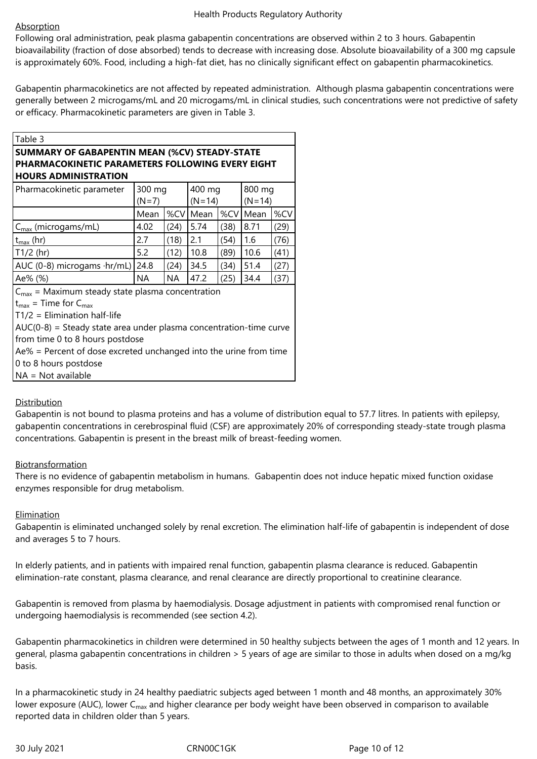Absorption

Following oral administration, peak plasma gabapentin concentrations are observed within 2 to 3 hours. Gabapentin bioavailability (fraction of dose absorbed) tends to decrease with increasing dose. Absolute bioavailability of a 300 mg capsule is approximately 60%. Food, including a high-fat diet, has no clinically significant effect on gabapentin pharmacokinetics.

Gabapentin pharmacokinetics are not affected by repeated administration. Although plasma gabapentin concentrations were generally between 2 microgams/mL and 20 microgams/mL in clinical studies, such concentrations were not predictive of safety or efficacy. Pharmacokinetic parameters are given in Table 3.

Table 3

**SUMMARY OF GABAPENTIN MEAN (%CV) STEADY-STATE PHARMACOKINETIC PARAMETERS FOLLOWING EVERY EIGHT HOURS ADMINISTRATION**

| Pharmacokinetic parameter | 300 mg (N=7) | | 400 mg (N=14) | | 800 mg (N=14) | |
|---|---|---|---|---|---|---|
| | Mean | %CV | Mean | %CV | Mean | %CV |
| $C_{max}$ (microgams/mL) | 4.02 | (24) | 5.74 | (38) | 8.71 | (29) |
| $t_{max}$ (hr) | 2.7 | (18) | 2.1 | (54) | 1.6 | (76) |
| T1/2 (hr) | 5.2 | (12) | 10.8 | (89) | 10.6 | (41) |
| AUC (0-8) microgams ·hr/mL) | 24.8 | (24) | 34.5 | (34) | 51.4 | (27) |
| Ae% (%) | NA | NA | 47.2 | (25) | 34.4 | (37) |

$C_{max}$ = Maximum steady state plasma concentration
$t_{max}$ = Time for $C_{max}$
T1/2 = Elimination half-life
AUC(0-8) = Steady state area under plasma concentration-time curve from time 0 to 8 hours postdose
Ae% = Percent of dose excreted unchanged into the urine from time 0 to 8 hours postdose
NA = Not available

Distribution

Gabapentin is not bound to plasma proteins and has a volume of distribution equal to 57.7 litres. In patients with epilepsy, gabapentin concentrations in cerebrospinal fluid (CSF) are approximately 20% of corresponding steady-state trough plasma concentrations. Gabapentin is present in the breast milk of breast-feeding women.

Biotransformation

There is no evidence of gabapentin metabolism in humans. Gabapentin does not induce hepatic mixed function oxidase enzymes responsible for drug metabolism.

Elimination

Gabapentin is eliminated unchanged solely by renal excretion. The elimination half-life of gabapentin is independent of dose and averages 5 to 7 hours.

In elderly patients, and in patients with impaired renal function, gabapentin plasma clearance is reduced. Gabapentin elimination-rate constant, plasma clearance, and renal clearance are directly proportional to creatinine clearance.

Gabapentin is removed from plasma by haemodialysis. Dosage adjustment in patients with compromised renal function or undergoing haemodialysis is recommended (see section 4.2).

Gabapentin pharmacokinetics in children were determined in 50 healthy subjects between the ages of 1 month and 12 years. In general, plasma gabapentin concentrations in children > 5 years of age are similar to those in adults when dosed on a mg/kg basis.

In a pharmacokinetic study in 24 healthy paediatric subjects aged between 1 month and 48 months, an approximately 30% lower exposure (AUC), lower $C_{max}$ and higher clearance per body weight have been observed in comparison to available reported data in children older than 5 years.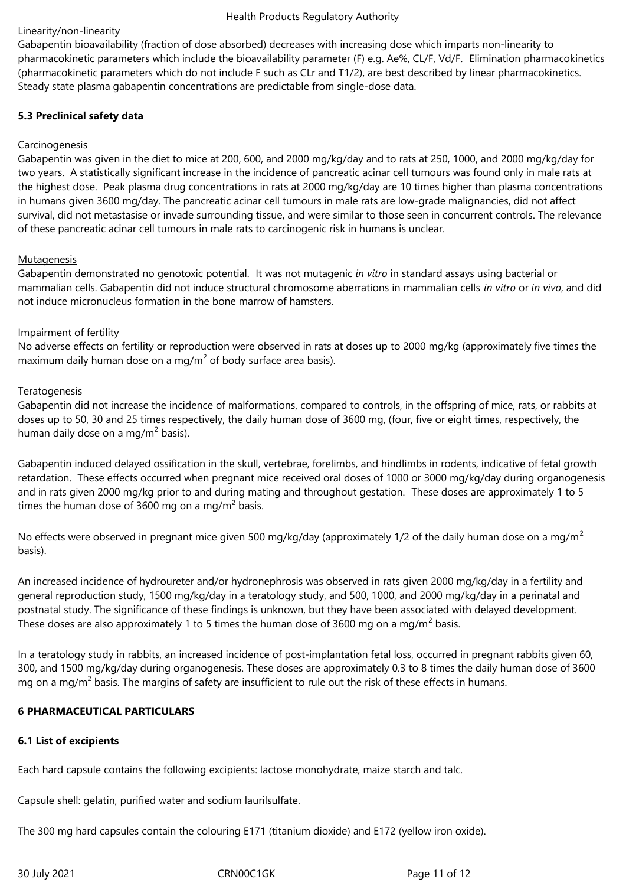Linearity/non-linearity

Gabapentin bioavailability (fraction of dose absorbed) decreases with increasing dose which imparts non-linearity to pharmacokinetic parameters which include the bioavailability parameter (F) e.g. Ae%, CL/F, Vd/F. Elimination pharmacokinetics (pharmacokinetic parameters which do not include F such as CLr and T1/2), are best described by linear pharmacokinetics. Steady state plasma gabapentin concentrations are predictable from single-dose data.

## 5.3 Preclinical safety data

Carcinogenesis

Gabapentin was given in the diet to mice at 200, 600, and 2000 mg/kg/day and to rats at 250, 1000, and 2000 mg/kg/day for two years. A statistically significant increase in the incidence of pancreatic acinar cell tumours was found only in male rats at the highest dose. Peak plasma drug concentrations in rats at 2000 mg/kg/day are 10 times higher than plasma concentrations in humans given 3600 mg/day. The pancreatic acinar cell tumours in male rats are low-grade malignancies, did not affect survival, did not metastasise or invade surrounding tissue, and were similar to those seen in concurrent controls. The relevance of these pancreatic acinar cell tumours in male rats to carcinogenic risk in humans is unclear.

Mutagenesis

Gabapentin demonstrated no genotoxic potential. It was not mutagenic *in vitro* in standard assays using bacterial or mammalian cells. Gabapentin did not induce structural chromosome aberrations in mammalian cells *in vitro* or *in vivo*, and did not induce micronucleus formation in the bone marrow of hamsters.

Impairment of fertility

No adverse effects on fertility or reproduction were observed in rats at doses up to 2000 mg/kg (approximately five times the maximum daily human dose on a mg/$m^2$ of body surface area basis).

Teratogenesis

Gabapentin did not increase the incidence of malformations, compared to controls, in the offspring of mice, rats, or rabbits at doses up to 50, 30 and 25 times respectively, the daily human dose of 3600 mg, (four, five or eight times, respectively, the human daily dose on a mg/$m^2$ basis).

Gabapentin induced delayed ossification in the skull, vertebrae, forelimbs, and hindlimbs in rodents, indicative of fetal growth retardation. These effects occurred when pregnant mice received oral doses of 1000 or 3000 mg/kg/day during organogenesis and in rats given 2000 mg/kg prior to and during mating and throughout gestation. These doses are approximately 1 to 5 times the human dose of 3600 mg on a mg/$m^2$ basis.

No effects were observed in pregnant mice given 500 mg/kg/day (approximately 1/2 of the daily human dose on a mg/$m^2$ basis).

An increased incidence of hydroureter and/or hydronephrosis was observed in rats given 2000 mg/kg/day in a fertility and general reproduction study, 1500 mg/kg/day in a teratology study, and 500, 1000, and 2000 mg/kg/day in a perinatal and postnatal study. The significance of these findings is unknown, but they have been associated with delayed development. These doses are also approximately 1 to 5 times the human dose of 3600 mg on a mg/$m^2$ basis.

In a teratology study in rabbits, an increased incidence of post-implantation fetal loss, occurred in pregnant rabbits given 60, 300, and 1500 mg/kg/day during organogenesis. These doses are approximately 0.3 to 8 times the daily human dose of 3600 mg on a mg/$m^2$ basis. The margins of safety are insufficient to rule out the risk of these effects in humans.

# 6 PHARMACEUTICAL PARTICULARS

## 6.1 List of excipients

Each hard capsule contains the following excipients: lactose monohydrate, maize starch and talc.

Capsule shell: gelatin, purified water and sodium laurilsulfate.

The 300 mg hard capsules contain the colouring E171 (titanium dioxide) and E172 (yellow iron oxide).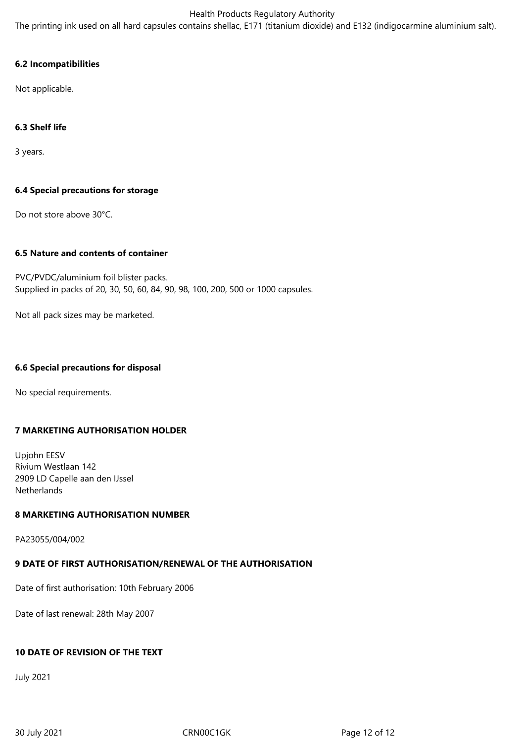The printing ink used on all hard capsules contains shellac, E171 (titanium dioxide) and E132 (indigocarmine aluminium salt).

**6.2 Incompatibilities**

Not applicable.

**6.3 Shelf life**

3 years.

**6.4 Special precautions for storage**

Do not store above 30°C.

**6.5 Nature and contents of container**

PVC/PVDC/aluminium foil blister packs.
Supplied in packs of 20, 30, 50, 60, 84, 90, 98, 100, 200, 500 or 1000 capsules.

Not all pack sizes may be marketed.

**6.6 Special precautions for disposal**

No special requirements.

**7 MARKETING AUTHORISATION HOLDER**

Upjohn EESV
Rivium Westlaan 142
2909 LD Capelle aan den IJssel
Netherlands

**8 MARKETING AUTHORISATION NUMBER**

PA23055/004/002

**9 DATE OF FIRST AUTHORISATION/RENEWAL OF THE AUTHORISATION**

Date of first authorisation: 10th February 2006

Date of last renewal: 28th May 2007

**10 DATE OF REVISION OF THE TEXT**

July 2021